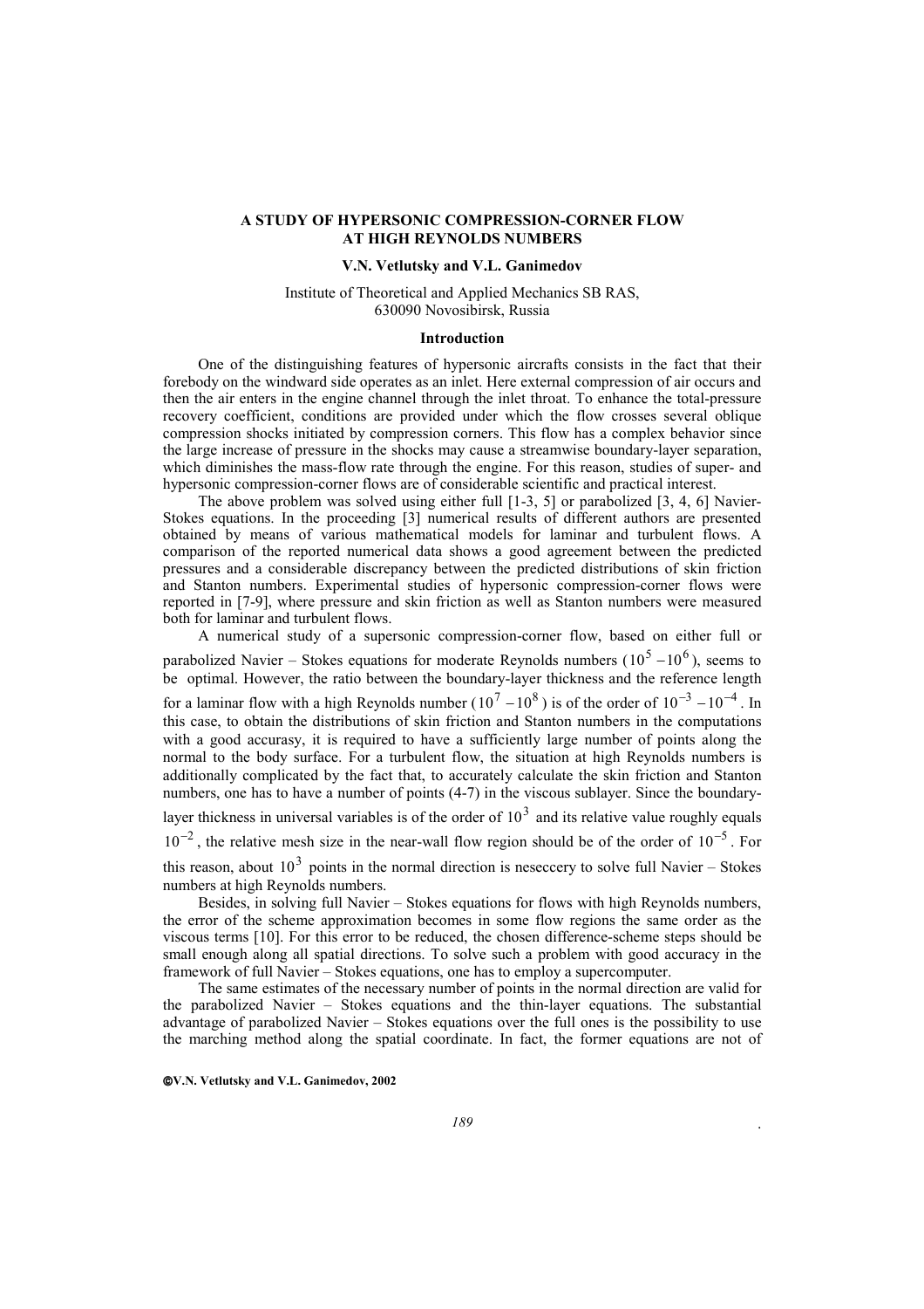# A STUDY OF HYPERSONIC COMPRESSION-CORNER FLOW AT HIGH REYNOLDS NUMBERS

**V.N. Vetlutsky and V.L. Ganimedov**

Institute of Theoretical and Applied Mechanics SB RAS,
630090 Novosibirsk, Russia

## Introduction

One of the distinguishing features of hypersonic aircrafts consists in the fact that their forebody on the windward side operates as an inlet. Here external compression of air occurs and then the air enters in the engine channel through the inlet throat. To enhance the total-pressure recovery coefficient, conditions are provided under which the flow crosses several oblique compression shocks initiated by compression corners. This flow has a complex behavior since the large increase of pressure in the shocks may cause a streamwise boundary-layer separation, which diminishes the mass-flow rate through the engine. For this reason, studies of super- and hypersonic compression-corner flows are of considerable scientific and practical interest.

The above problem was solved using either full [1-3, 5] or parabolized [3, 4, 6] Navier-Stokes equations. In the proceeding [3] numerical results of different authors are presented obtained by means of various mathematical models for laminar and turbulent flows. A comparison of the reported numerical data shows a good agreement between the predicted pressures and a considerable discrepancy between the predicted distributions of skin friction and Stanton numbers. Experimental studies of hypersonic compression-corner flows were reported in [7-9], where pressure and skin friction as well as Stanton numbers were measured both for laminar and turbulent flows.

A numerical study of a supersonic compression-corner flow, based on either full or parabolized Navier – Stokes equations for moderate Reynolds numbers ($10^5 - 10^6$), seems to be optimal. However, the ratio between the boundary-layer thickness and the reference length for a laminar flow with a high Reynolds number ($10^7 - 10^8$) is of the order of $10^{-3} - 10^{-4}$. In this case, to obtain the distributions of skin friction and Stanton numbers in the computations with a good accurasy, it is required to have a sufficiently large number of points along the normal to the body surface. For a turbulent flow, the situation at high Reynolds numbers is additionally complicated by the fact that, to accurately calculate the skin friction and Stanton numbers, one has to have a number of points (4-7) in the viscous sublayer. Since the boundary-layer thickness in universal variables is of the order of $10^3$ and its relative value roughly equals $10^{-2}$, the relative mesh size in the near-wall flow region should be of the order of $10^{-5}$. For this reason, about $10^3$ points in the normal direction is neseccery to solve full Navier – Stokes numbers at high Reynolds numbers.

Besides, in solving full Navier – Stokes equations for flows with high Reynolds numbers, the error of the scheme approximation becomes in some flow regions the same order as the viscous terms [10]. For this error to be reduced, the chosen difference-scheme steps should be small enough along all spatial directions. To solve such a problem with good accuracy in the framework of full Navier – Stokes equations, one has to employ a supercomputer.

The same estimates of the necessary number of points in the normal direction are valid for the parabolized Navier – Stokes equations and the thin-layer equations. The substantial advantage of parabolized Navier – Stokes equations over the full ones is the possibility to use the marching method along the spatial coordinate. In fact, the former equations are not of

©V.N. Vetlutsky and V.L. Ganimedov, 2002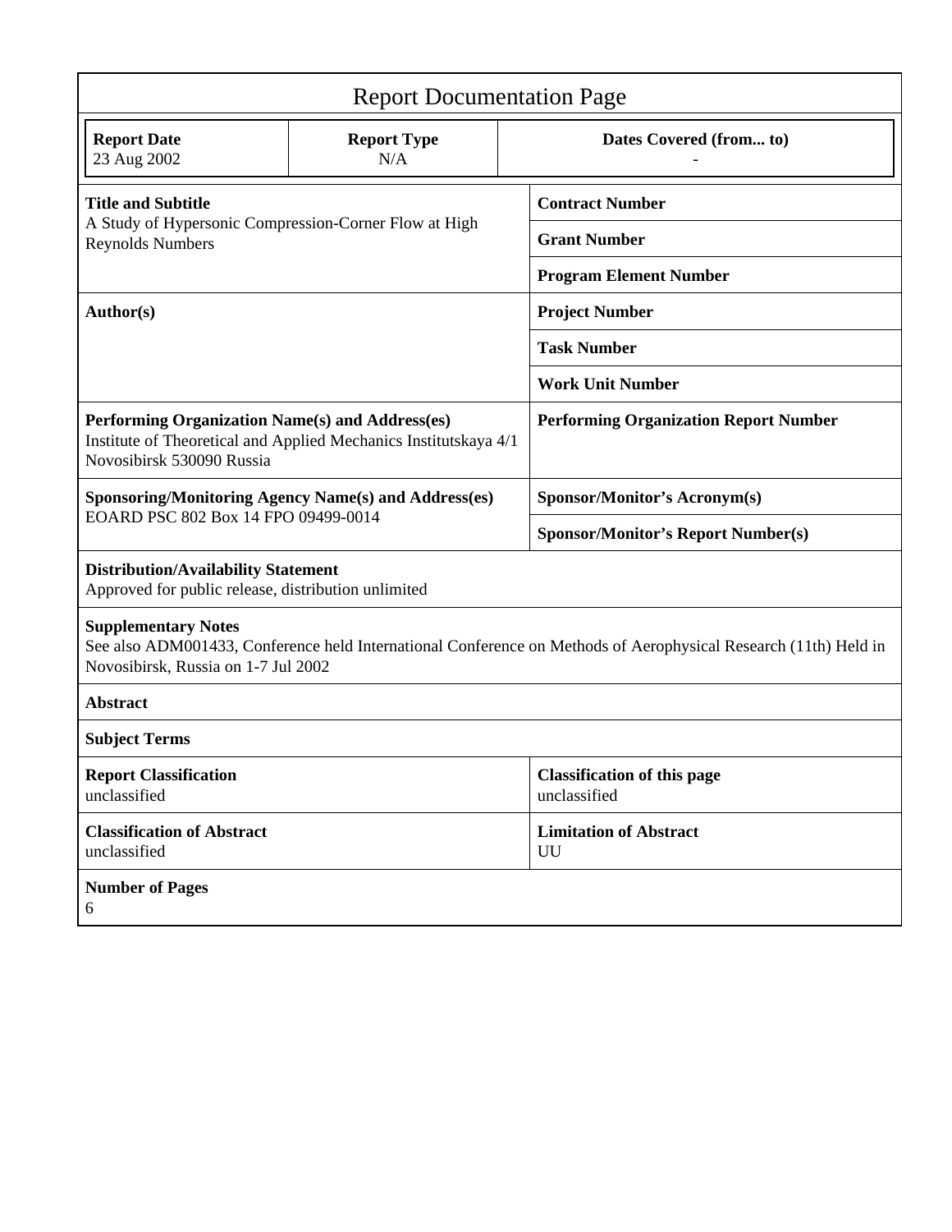# Report Documentation Page

| Report Date | Report Type | Dates Covered (from... to) |
|---|---|---|
| 23 Aug 2002 | N/A | - |

| | |
|---|---|
| **Title and Subtitle**<br>A Study of Hypersonic Compression-Corner Flow at High Reynolds Numbers | **Contract Number** |
| | **Grant Number** |
| | **Program Element Number** |
| **Author(s)** | **Project Number** |
| | **Task Number** |
| | **Work Unit Number** |
| **Performing Organization Name(s) and Address(es)**<br>Institute of Theoretical and Applied Mechanics Institutskaya 4/1 Novosibirsk 530090 Russia | **Performing Organization Report Number** |
| **Sponsoring/Monitoring Agency Name(s) and Address(es)**<br>EOARD PSC 802 Box 14 FPO 09499-0014 | **Sponsor/Monitor's Acronym(s)** |
| | **Sponsor/Monitor's Report Number(s)** |

**Distribution/Availability Statement**
Approved for public release, distribution unlimited

**Supplementary Notes**
See also ADM001433, Conference held International Conference on Methods of Aerophysical Research (11th) Held in Novosibirsk, Russia on 1-7 Jul 2002

**Abstract**

**Subject Terms**

| | |
|---|---|
| **Report Classification**<br>unclassified | **Classification of this page**<br>unclassified |
| **Classification of Abstract**<br>unclassified | **Limitation of Abstract**<br>UU |

**Number of Pages**
6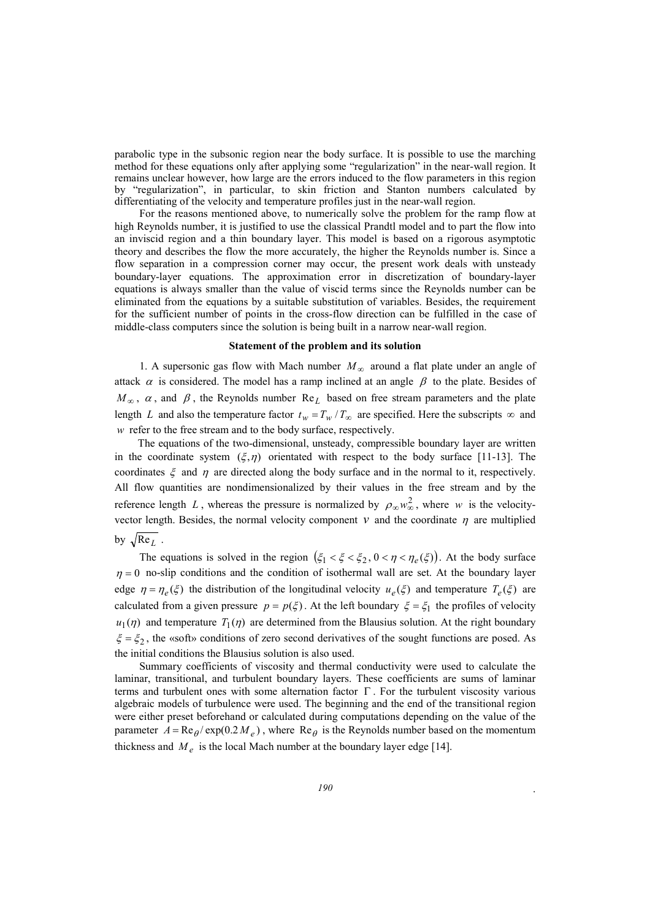parabolic type in the subsonic region near the body surface. It is possible to use the marching method for these equations only after applying some "regularization" in the near-wall region. It remains unclear however, how large are the errors induced to the flow parameters in this region by "regularization", in particular, to skin friction and Stanton numbers calculated by differentiating of the velocity and temperature profiles just in the near-wall region.

For the reasons mentioned above, to numerically solve the problem for the ramp flow at high Reynolds number, it is justified to use the classical Prandtl model and to part the flow into an inviscid region and a thin boundary layer. This model is based on a rigorous asymptotic theory and describes the flow the more accurately, the higher the Reynolds number is. Since a flow separation in a compression corner may occur, the present work deals with unsteady boundary-layer equations. The approximation error in discretization of boundary-layer equations is always smaller than the value of viscid terms since the Reynolds number can be eliminated from the equations by a suitable substitution of variables. Besides, the requirement for the sufficient number of points in the cross-flow direction can be fulfilled in the case of middle-class computers since the solution is being built in a narrow near-wall region.

## Statement of the problem and its solution

1. A supersonic gas flow with Mach number $M_{\infty}$ around a flat plate under an angle of attack $\alpha$ is considered. The model has a ramp inclined at an angle $\beta$ to the plate. Besides of $M_{\infty}$, $\alpha$, and $\beta$, the Reynolds number $\mathrm{Re}_L$ based on free stream parameters and the plate length $L$ and also the temperature factor $t_w = T_w / T_{\infty}$ are specified. Here the subscripts $\infty$ and $w$ refer to the free stream and to the body surface, respectively.

The equations of the two-dimensional, unsteady, compressible boundary layer are written in the coordinate system $(\xi, \eta)$ orientated with respect to the body surface [11-13]. The coordinates $\xi$ and $\eta$ are directed along the body surface and in the normal to it, respectively. All flow quantities are nondimensionalized by their values in the free stream and by the reference length $L$, whereas the pressure is normalized by $\rho_{\infty} w_{\infty}^2$, where $w$ is the velocity-vector length. Besides, the normal velocity component $v$ and the coordinate $\eta$ are multiplied by $\sqrt{\mathrm{Re}_L}$.

The equations is solved in the region $\left(\xi_1 < \xi < \xi_2,\, 0 < \eta < \eta_e(\xi)\right)$. At the body surface $\eta = 0$ no-slip conditions and the condition of isothermal wall are set. At the boundary layer edge $\eta = \eta_e(\xi)$ the distribution of the longitudinal velocity $u_e(\xi)$ and temperature $T_e(\xi)$ are calculated from a given pressure $p = p(\xi)$. At the left boundary $\xi = \xi_1$ the profiles of velocity $u_1(\eta)$ and temperature $T_1(\eta)$ are determined from the Blausius solution. At the right boundary $\xi = \xi_2$, the «soft» conditions of zero second derivatives of the sought functions are posed. As the initial conditions the Blausius solution is also used.

Summary coefficients of viscosity and thermal conductivity were used to calculate the laminar, transitional, and turbulent boundary layers. These coefficients are sums of laminar terms and turbulent ones with some alternation factor $\Gamma$. For the turbulent viscosity various algebraic models of turbulence were used. The beginning and the end of the transitional region were either preset beforehand or calculated during computations depending on the value of the parameter $A = \mathrm{Re}_{\theta} / \exp(0.2 M_e)$, where $\mathrm{Re}_{\theta}$ is the Reynolds number based on the momentum thickness and $M_e$ is the local Mach number at the boundary layer edge [14].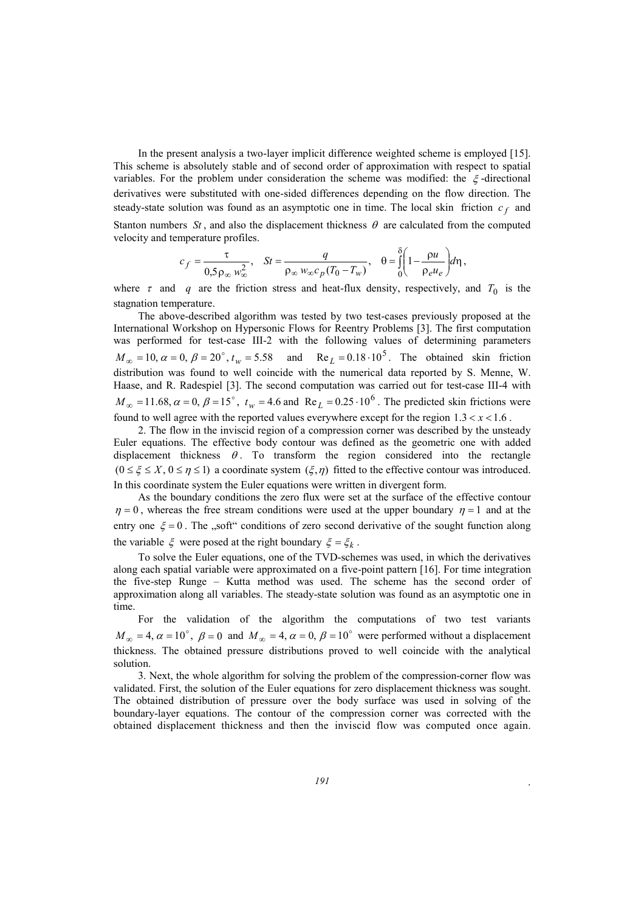In the present analysis a two-layer implicit difference weighted scheme is employed [15]. This scheme is absolutely stable and of second order of approximation with respect to spatial variables. For the problem under consideration the scheme was modified: the $\xi$-directional derivatives were substituted with one-sided differences depending on the flow direction. The steady-state solution was found as an asymptotic one in time. The local skin friction $c_f$ and Stanton numbers $St$, and also the displacement thickness $\theta$ are calculated from the computed velocity and temperature profiles.

$$c_f = \frac{\tau}{0{,}5\rho_\infty w_\infty^2}, \quad St = \frac{q}{\rho_\infty w_\infty c_p (T_0 - T_w)}, \quad \theta = \int_0^\delta \left(1 - \frac{\rho u}{\rho_e u_e}\right) d\eta,$$

where $\tau$ and $q$ are the friction stress and heat-flux density, respectively, and $T_0$ is the stagnation temperature.

The above-described algorithm was tested by two test-cases previously proposed at the International Workshop on Hypersonic Flows for Reentry Problems [3]. The first computation was performed for test-case III-2 with the following values of determining parameters $M_\infty = 10, \alpha = 0, \beta = 20^\circ, t_w = 5.58$ and $\mathrm{Re}_L = 0.18 \cdot 10^5$. The obtained skin friction distribution was found to well coincide with the numerical data reported by S. Menne, W. Haase, and R. Radespiel [3]. The second computation was carried out for test-case III-4 with $M_\infty = 11.68, \alpha = 0, \beta = 15^\circ$, $t_w = 4.6$ and $\mathrm{Re}_L = 0.25 \cdot 10^6$. The predicted skin frictions were found to well agree with the reported values everywhere except for the region $1.3 < x < 1.6$.

2. The flow in the inviscid region of a compression corner was described by the unsteady Euler equations. The effective body contour was defined as the geometric one with added displacement thickness $\theta$. To transform the region considered into the rectangle $(0 \le \xi \le X, 0 \le \eta \le 1)$ a coordinate system $(\xi, \eta)$ fitted to the effective contour was introduced. In this coordinate system the Euler equations were written in divergent form.

As the boundary conditions the zero flux were set at the surface of the effective contour $\eta = 0$, whereas the free stream conditions were used at the upper boundary $\eta = 1$ and at the entry one $\xi = 0$. The „soft" conditions of zero second derivative of the sought function along the variable $\xi$ were posed at the right boundary $\xi = \xi_k$.

To solve the Euler equations, one of the TVD-schemes was used, in which the derivatives along each spatial variable were approximated on a five-point pattern [16]. For time integration the five-step Runge – Kutta method was used. The scheme has the second order of approximation along all variables. The steady-state solution was found as an asymptotic one in time.

For the validation of the algorithm the computations of two test variants $M_\infty = 4, \alpha = 10^\circ, \beta = 0$ and $M_\infty = 4, \alpha = 0, \beta = 10^\circ$ were performed without a displacement thickness. The obtained pressure distributions proved to well coincide with the analytical solution.

3. Next, the whole algorithm for solving the problem of the compression-corner flow was validated. First, the solution of the Euler equations for zero displacement thickness was sought. The obtained distribution of pressure over the body surface was used in solving of the boundary-layer equations. The contour of the compression corner was corrected with the obtained displacement thickness and then the inviscid flow was computed once again.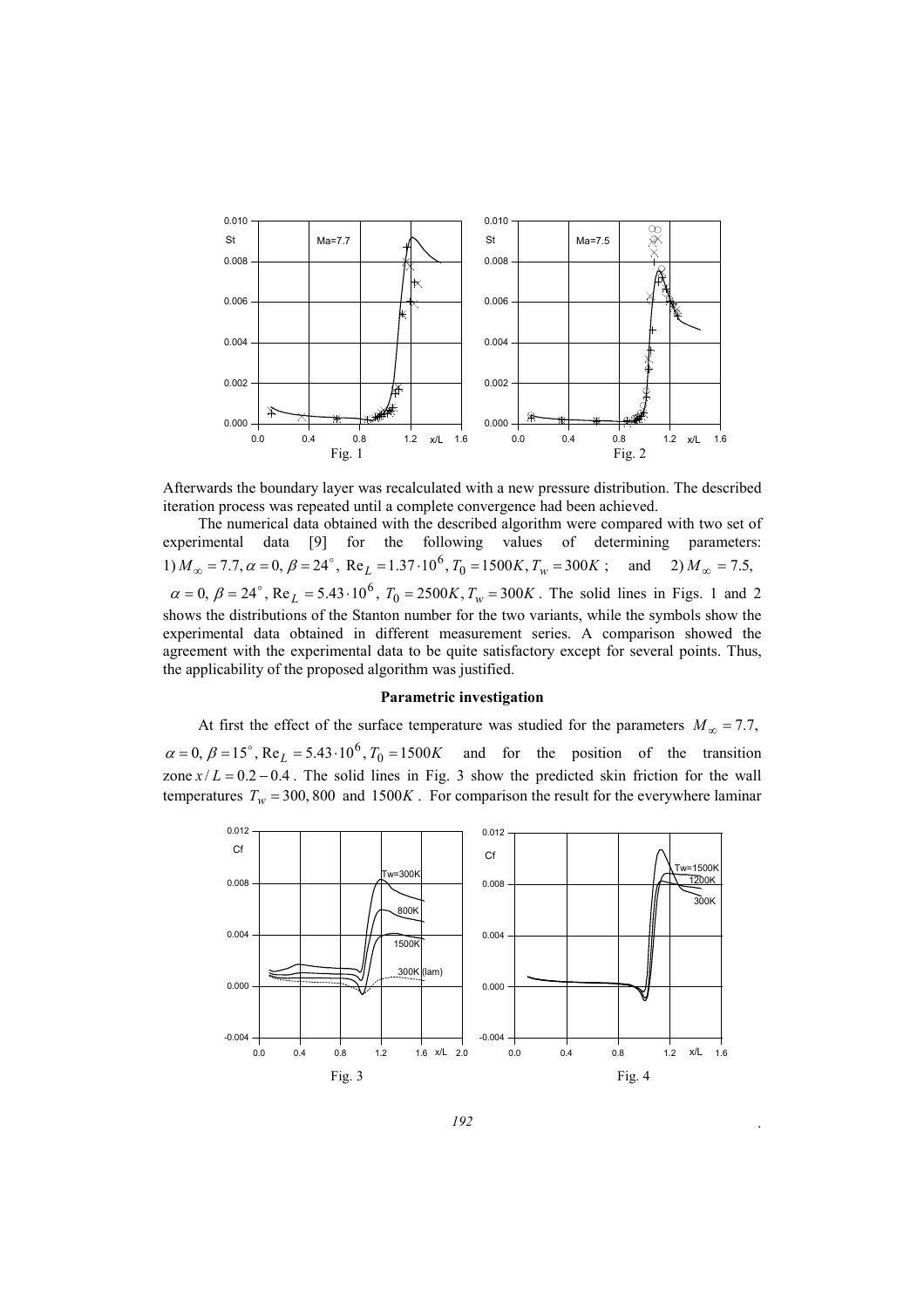Fig. 1

Fig. 2

Afterwards the boundary layer was recalculated with a new pressure distribution. The described iteration process was repeated until a complete convergence had been achieved.

The numerical data obtained with the described algorithm were compared with two set of experimental data [9] for the following values of determining parameters: 1) $M_\infty = 7.7, \alpha = 0, \beta = 24^\circ$, $\mathrm{Re}_L = 1.37 \cdot 10^6, T_0 = 1500K, T_w = 300K$ ; and 2) $M_\infty = 7.5$, $\alpha = 0, \beta = 24^\circ$, $\mathrm{Re}_L = 5.43 \cdot 10^6$, $T_0 = 2500K, T_w = 300K$. The solid lines in Figs. 1 and 2 shows the distributions of the Stanton number for the two variants, while the symbols show the experimental data obtained in different measurement series. A comparison showed the agreement with the experimental data to be quite satisfactory except for several points. Thus, the applicability of the proposed algorithm was justified.

**Parametric investigation**

At first the effect of the surface temperature was studied for the parameters $M_\infty = 7.7$, $\alpha = 0, \beta = 15^\circ, \mathrm{Re}_L = 5.43 \cdot 10^6, T_0 = 1500K$ and for the position of the transition zone $x/L = 0.2 - 0.4$. The solid lines in Fig. 3 show the predicted skin friction for the wall temperatures $T_w = 300, 800$ and $1500K$. For comparison the result for the everywhere laminar

Fig. 3

Fig. 4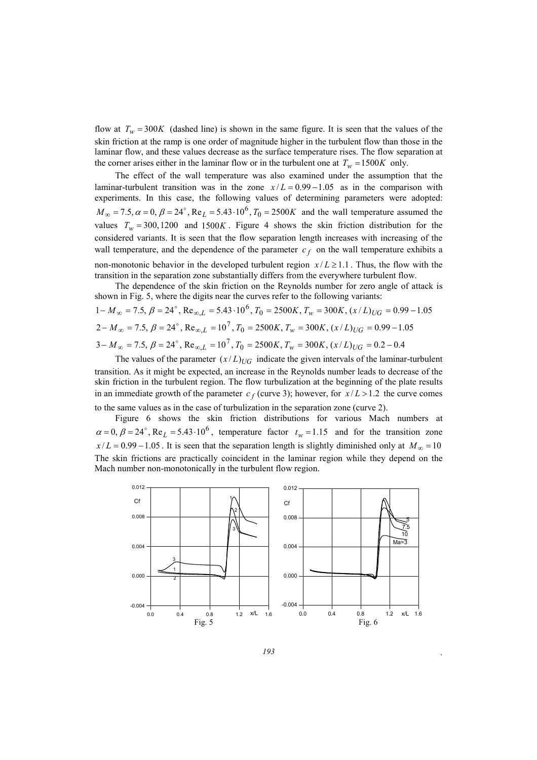flow at $T_w = 300K$ (dashed line) is shown in the same figure. It is seen that the values of the skin friction at the ramp is one order of magnitude higher in the turbulent flow than those in the laminar flow, and these values decrease as the surface temperature rises. The flow separation at the corner arises either in the laminar flow or in the turbulent one at $T_w = 1500K$ only.

The effect of the wall temperature was also examined under the assumption that the laminar-turbulent transition was in the zone $x/L = 0.99 - 1.05$ as in the comparison with experiments. In this case, the following values of determining parameters were adopted: $M_\infty = 7.5, \alpha = 0, \beta = 24^\circ, \mathrm{Re}_L = 5.43 \cdot 10^6, T_0 = 2500K$ and the wall temperature assumed the values $T_w = 300, 1200$ and $1500K$. Figure 4 shows the skin friction distribution for the considered variants. It is seen that the flow separation length increases with increasing of the wall temperature, and the dependence of the parameter $c_f$ on the wall temperature exhibits a non-monotonic behavior in the developed turbulent region $x/L \geq 1.1$. Thus, the flow with the transition in the separation zone substantially differs from the everywhere turbulent flow.

The dependence of the skin friction on the Reynolds number for zero angle of attack is shown in Fig. 5, where the digits near the curves refer to the following variants:

$1 - M_\infty = 7.5, \beta = 24^\circ, \mathrm{Re}_{\infty,L} = 5.43 \cdot 10^6, T_0 = 2500K, T_w = 300K, (x/L)_{UG} = 0.99 - 1.05$

$2 - M_\infty = 7.5, \beta = 24^\circ, \mathrm{Re}_{\infty,L} = 10^7, T_0 = 2500K, T_w = 300K, (x/L)_{UG} = 0.99 - 1.05$

$3 - M_\infty = 7.5, \beta = 24^\circ, \mathrm{Re}_{\infty,L} = 10^7, T_0 = 2500K, T_w = 300K, (x/L)_{UG} = 0.2 - 0.4$

The values of the parameter $(x/L)_{UG}$ indicate the given intervals of the laminar-turbulent transition. As it might be expected, an increase in the Reynolds number leads to decrease of the skin friction in the turbulent region. The flow turbulization at the beginning of the plate results in an immediate growth of the parameter $c_f$ (curve 3); however, for $x/L > 1.2$ the curve comes to the same values as in the case of turbulization in the separation zone (curve 2).

Figure 6 shows the skin friction distributions for various Mach numbers at $\alpha = 0, \beta = 24^\circ, \mathrm{Re}_L = 5.43 \cdot 10^6$, temperature factor $t_w = 1.15$ and for the transition zone $x/L = 0.99 - 1.05$. It is seen that the separation length is slightly diminished only at $M_\infty = 10$ The skin frictions are practically coincident in the laminar region while they depend on the Mach number non-monotonically in the turbulent flow region.

Fig. 5

Fig. 6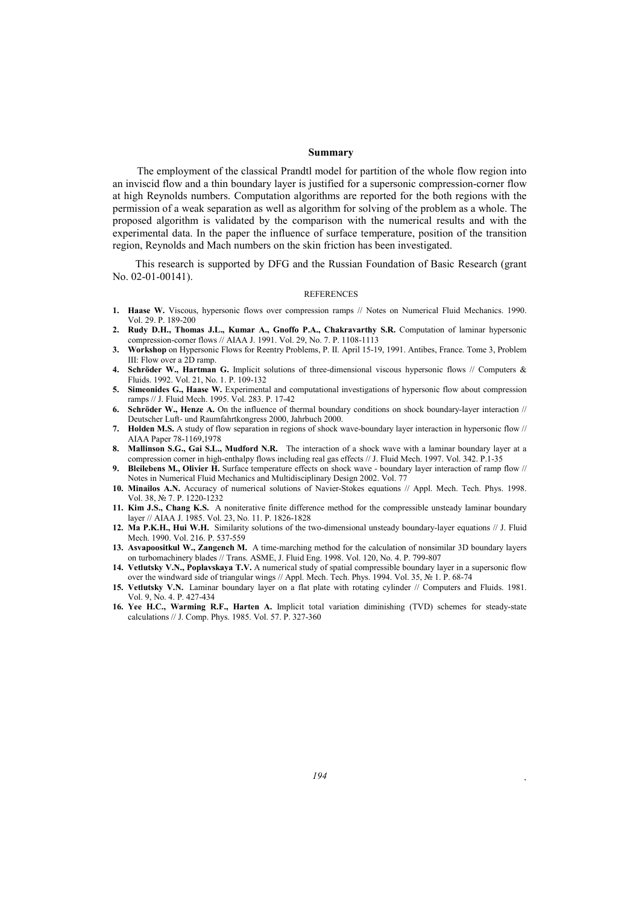## Summary

The employment of the classical Prandtl model for partition of the whole flow region into an inviscid flow and a thin boundary layer is justified for a supersonic compression-corner flow at high Reynolds numbers. Computation algorithms are reported for the both regions with the permission of a weak separation as well as algorithm for solving of the problem as a whole. The proposed algorithm is validated by the comparison with the numerical results and with the experimental data. In the paper the influence of surface temperature, position of the transition region, Reynolds and Mach numbers on the skin friction has been investigated.

This research is supported by DFG and the Russian Foundation of Basic Research (grant No. 02-01-00141).

### REFERENCES

1. **Haase W.** Viscous, hypersonic flows over compression ramps // Notes on Numerical Fluid Mechanics. 1990. Vol. 29. P. 189-200
2. **Rudy D.H., Thomas J.L., Kumar A., Gnoffo P.A., Chakravarthy S.R.** Computation of laminar hypersonic compression-corner flows // AIAA J. 1991. Vol. 29, No. 7. P. 1108-1113
3. **Workshop** on Hypersonic Flows for Reentry Problems, P. II. April 15-19, 1991. Antibes, France. Tome 3, Problem III: Flow over a 2D ramp.
4. **Schröder W., Hartman G.** Implicit solutions of three-dimensional viscous hypersonic flows // Computers & Fluids. 1992. Vol. 21, No. 1. P. 109-132
5. **Simeonides G., Haase W.** Experimental and computational investigations of hypersonic flow about compression ramps // J. Fluid Mech. 1995. Vol. 283. P. 17-42
6. **Schröder W., Henze A.** On the influence of thermal boundary conditions on shock boundary-layer interaction // Deutscher Luft- und Raumfahrtkongress 2000, Jahrbuch 2000.
7. **Holden M.S.** A study of flow separation in regions of shock wave-boundary layer interaction in hypersonic flow // AIAA Paper 78-1169,1978
8. **Mallinson S.G., Gai S.L., Mudford N.R.** The interaction of a shock wave with a laminar boundary layer at a compression corner in high-enthalpy flows including real gas effects // J. Fluid Mech. 1997. Vol. 342. P.1-35
9. **Bleilebens M., Olivier H.** Surface temperature effects on shock wave - boundary layer interaction of ramp flow // Notes in Numerical Fluid Mechanics and Multidisciplinary Design 2002. Vol. 77
10. **Minailos A.N.** Accuracy of numerical solutions of Navier-Stokes equations // Appl. Mech. Tech. Phys. 1998. Vol. 38, № 7. P. 1220-1232
11. **Kim J.S., Chang K.S.** A noniterative finite difference method for the compressible unsteady laminar boundary layer // AIAA J. 1985. Vol. 23, No. 11. P. 1826-1828
12. **Ma P.K.H., Hui W.H.** Similarity solutions of the two-dimensional unsteady boundary-layer equations // J. Fluid Mech. 1990. Vol. 216. P. 537-559
13. **Asvapoositkul W., Zangench M.** A time-marching method for the calculation of nonsimilar 3D boundary layers on turbomachinery blades // Trans. ASME, J. Fluid Eng. 1998. Vol. 120, No. 4. P. 799-807
14. **Vetlutsky V.N., Poplavskaya T.V.** A numerical study of spatial compressible boundary layer in a supersonic flow over the windward side of triangular wings // Appl. Mech. Tech. Phys. 1994. Vol. 35, № 1. P. 68-74
15. **Vetlutsky V.N.** Laminar boundary layer on a flat plate with rotating cylinder // Computers and Fluids. 1981. Vol. 9, No. 4. P. 427-434
16. **Yee H.C., Warming R.F., Harten A.** Implicit total variation diminishing (TVD) schemes for steady-state calculations // J. Comp. Phys. 1985. Vol. 57. P. 327-360